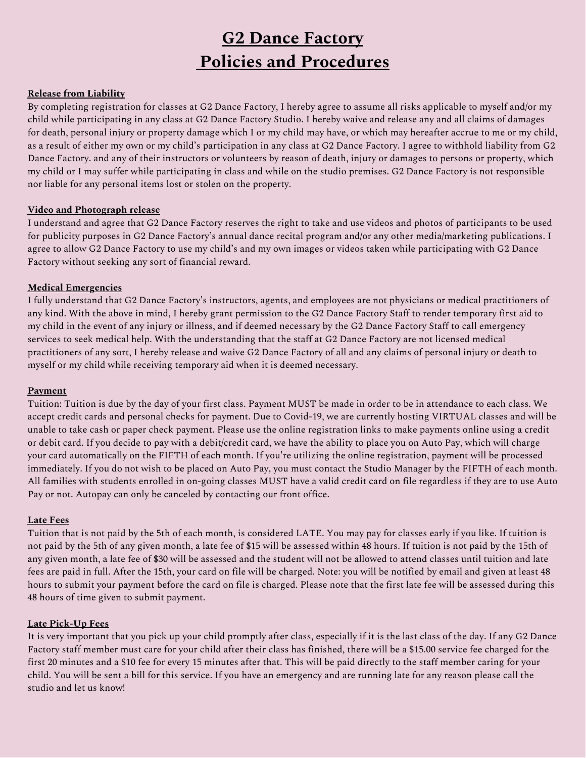# G2 Dance Factory
# Policies and Procedures

**Release from Liability**

By completing registration for classes at G2 Dance Factory, I hereby agree to assume all risks applicable to myself and/or my child while participating in any class at G2 Dance Factory Studio. I hereby waive and release any and all claims of damages for death, personal injury or property damage which I or my child may have, or which may hereafter accrue to me or my child, as a result of either my own or my child's participation in any class at G2 Dance Factory. I agree to withhold liability from G2 Dance Factory. and any of their instructors or volunteers by reason of death, injury or damages to persons or property, which my child or I may suffer while participating in class and while on the studio premises. G2 Dance Factory is not responsible nor liable for any personal items lost or stolen on the property.

**Video and Photograph release**

I understand and agree that G2 Dance Factory reserves the right to take and use videos and photos of participants to be used for publicity purposes in G2 Dance Factory's annual dance recital program and/or any other media/marketing publications. I agree to allow G2 Dance Factory to use my child's and my own images or videos taken while participating with G2 Dance Factory without seeking any sort of financial reward.

**Medical Emergencies**

I fully understand that G2 Dance Factory's instructors, agents, and employees are not physicians or medical practitioners of any kind. With the above in mind, I hereby grant permission to the G2 Dance Factory Staff to render temporary first aid to my child in the event of any injury or illness, and if deemed necessary by the G2 Dance Factory Staff to call emergency services to seek medical help. With the understanding that the staff at G2 Dance Factory are not licensed medical practitioners of any sort, I hereby release and waive G2 Dance Factory of all and any claims of personal injury or death to myself or my child while receiving temporary aid when it is deemed necessary.

**Payment**

Tuition: Tuition is due by the day of your first class. Payment MUST be made in order to be in attendance to each class. We accept credit cards and personal checks for payment. Due to Covid-19, we are currently hosting VIRTUAL classes and will be unable to take cash or paper check payment. Please use the online registration links to make payments online using a credit or debit card. If you decide to pay with a debit/credit card, we have the ability to place you on Auto Pay, which will charge your card automatically on the FIFTH of each month. If you're utilizing the online registration, payment will be processed immediately. If you do not wish to be placed on Auto Pay, you must contact the Studio Manager by the FIFTH of each month. All families with students enrolled in on-going classes MUST have a valid credit card on file regardless if they are to use Auto Pay or not. Autopay can only be canceled by contacting our front office.

**Late Fees**

Tuition that is not paid by the 5th of each month, is considered LATE. You may pay for classes early if you like. If tuition is not paid by the 5th of any given month, a late fee of $15 will be assessed within 48 hours. If tuition is not paid by the 15th of any given month, a late fee of $30 will be assessed and the student will not be allowed to attend classes until tuition and late fees are paid in full. After the 15th, your card on file will be charged. Note: you will be notified by email and given at least 48 hours to submit your payment before the card on file is charged. Please note that the first late fee will be assessed during this 48 hours of time given to submit payment.

**Late Pick-Up Fees**

It is very important that you pick up your child promptly after class, especially if it is the last class of the day. If any G2 Dance Factory staff member must care for your child after their class has finished, there will be a $15.00 service fee charged for the first 20 minutes and a $10 fee for every 15 minutes after that. This will be paid directly to the staff member caring for your child. You will be sent a bill for this service. If you have an emergency and are running late for any reason please call the studio and let us know!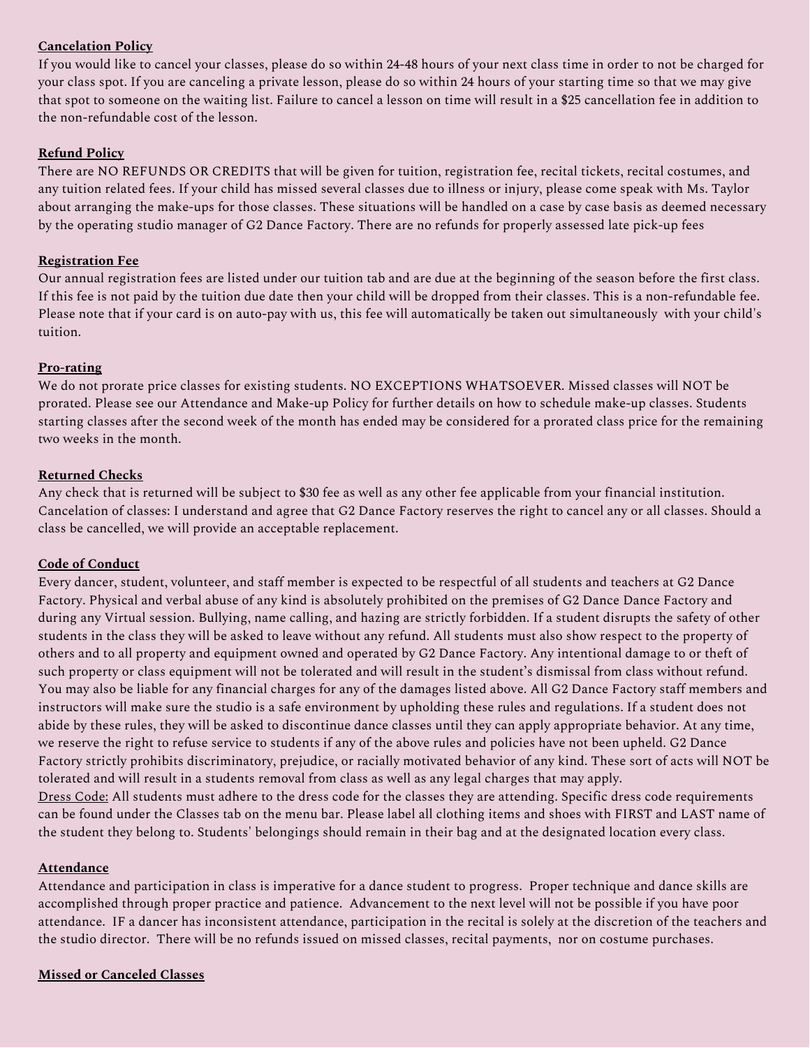**Cancelation Policy**

If you would like to cancel your classes, please do so within 24-48 hours of your next class time in order to not be charged for your class spot. If you are canceling a private lesson, please do so within 24 hours of your starting time so that we may give that spot to someone on the waiting list. Failure to cancel a lesson on time will result in a $25 cancellation fee in addition to the non-refundable cost of the lesson.

**Refund Policy**

There are NO REFUNDS OR CREDITS that will be given for tuition, registration fee, recital tickets, recital costumes, and any tuition related fees. If your child has missed several classes due to illness or injury, please come speak with Ms. Taylor about arranging the make-ups for those classes. These situations will be handled on a case by case basis as deemed necessary by the operating studio manager of G2 Dance Factory. There are no refunds for properly assessed late pick-up fees

**Registration Fee**

Our annual registration fees are listed under our tuition tab and are due at the beginning of the season before the first class. If this fee is not paid by the tuition due date then your child will be dropped from their classes. This is a non-refundable fee. Please note that if your card is on auto-pay with us, this fee will automatically be taken out simultaneously with your child's tuition.

**Pro-rating**

We do not prorate price classes for existing students. NO EXCEPTIONS WHATSOEVER. Missed classes will NOT be prorated. Please see our Attendance and Make-up Policy for further details on how to schedule make-up classes. Students starting classes after the second week of the month has ended may be considered for a prorated class price for the remaining two weeks in the month.

**Returned Checks**

Any check that is returned will be subject to $30 fee as well as any other fee applicable from your financial institution. Cancelation of classes: I understand and agree that G2 Dance Factory reserves the right to cancel any or all classes. Should a class be cancelled, we will provide an acceptable replacement.

**Code of Conduct**

Every dancer, student, volunteer, and staff member is expected to be respectful of all students and teachers at G2 Dance Factory. Physical and verbal abuse of any kind is absolutely prohibited on the premises of G2 Dance Dance Factory and during any Virtual session. Bullying, name calling, and hazing are strictly forbidden. If a student disrupts the safety of other students in the class they will be asked to leave without any refund. All students must also show respect to the property of others and to all property and equipment owned and operated by G2 Dance Factory. Any intentional damage to or theft of such property or class equipment will not be tolerated and will result in the student's dismissal from class without refund. You may also be liable for any financial charges for any of the damages listed above. All G2 Dance Factory staff members and instructors will make sure the studio is a safe environment by upholding these rules and regulations. If a student does not abide by these rules, they will be asked to discontinue dance classes until they can apply appropriate behavior. At any time, we reserve the right to refuse service to students if any of the above rules and policies have not been upheld. G2 Dance Factory strictly prohibits discriminatory, prejudice, or racially motivated behavior of any kind. These sort of acts will NOT be tolerated and will result in a students removal from class as well as any legal charges that may apply.

Dress Code: All students must adhere to the dress code for the classes they are attending. Specific dress code requirements can be found under the Classes tab on the menu bar. Please label all clothing items and shoes with FIRST and LAST name of the student they belong to. Students' belongings should remain in their bag and at the designated location every class.

**Attendance**

Attendance and participation in class is imperative for a dance student to progress. Proper technique and dance skills are accomplished through proper practice and patience. Advancement to the next level will not be possible if you have poor attendance. IF a dancer has inconsistent attendance, participation in the recital is solely at the discretion of the teachers and the studio director. There will be no refunds issued on missed classes, recital payments, nor on costume purchases.

**Missed or Canceled Classes**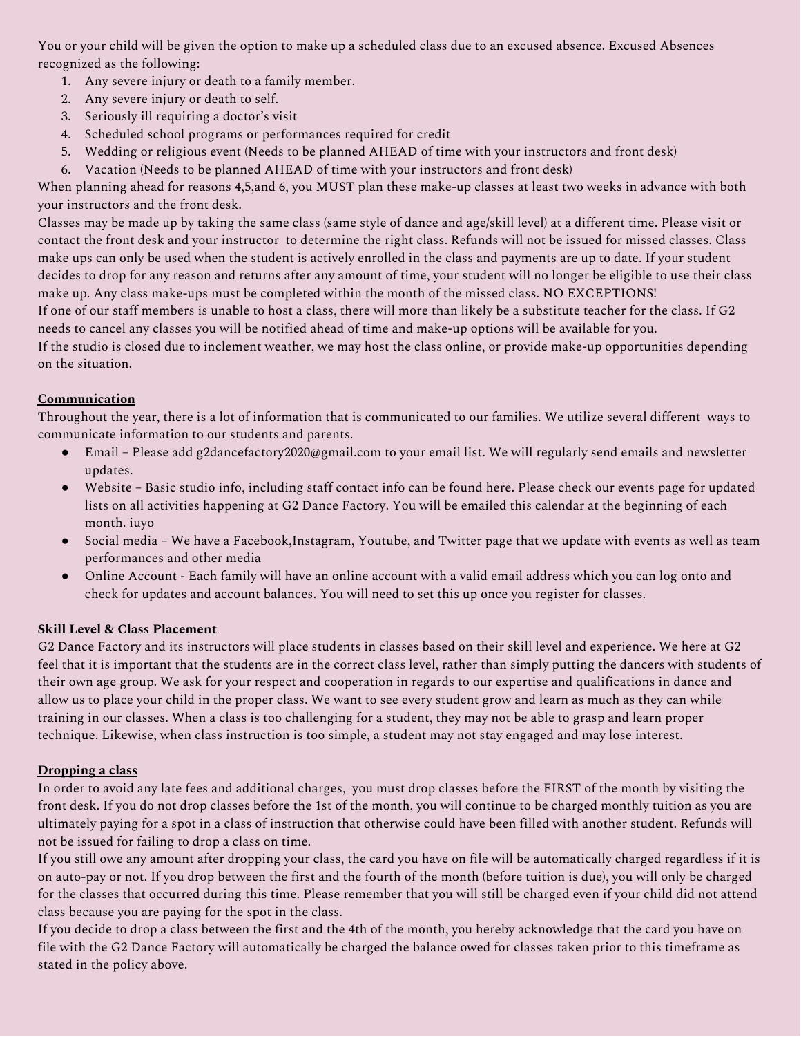You or your child will be given the option to make up a scheduled class due to an excused absence. Excused Absences recognized as the following:

1. Any severe injury or death to a family member.
2. Any severe injury or death to self.
3. Seriously ill requiring a doctor's visit
4. Scheduled school programs or performances required for credit
5. Wedding or religious event (Needs to be planned AHEAD of time with your instructors and front desk)
6. Vacation (Needs to be planned AHEAD of time with your instructors and front desk)

When planning ahead for reasons 4,5,and 6, you MUST plan these make-up classes at least two weeks in advance with both your instructors and the front desk.

Classes may be made up by taking the same class (same style of dance and age/skill level) at a different time. Please visit or contact the front desk and your instructor to determine the right class. Refunds will not be issued for missed classes. Class make ups can only be used when the student is actively enrolled in the class and payments are up to date. If your student decides to drop for any reason and returns after any amount of time, your student will no longer be eligible to use their class make up. Any class make-ups must be completed within the month of the missed class. NO EXCEPTIONS!

If one of our staff members is unable to host a class, there will more than likely be a substitute teacher for the class. If G2 needs to cancel any classes you will be notified ahead of time and make-up options will be available for you.

If the studio is closed due to inclement weather, we may host the class online, or provide make-up opportunities depending on the situation.

**Communication**

Throughout the year, there is a lot of information that is communicated to our families. We utilize several different ways to communicate information to our students and parents.

- Email – Please add g2dancefactory2020@gmail.com to your email list. We will regularly send emails and newsletter updates.
- Website – Basic studio info, including staff contact info can be found here. Please check our events page for updated lists on all activities happening at G2 Dance Factory. You will be emailed this calendar at the beginning of each month. iuyo
- Social media – We have a Facebook,Instagram, Youtube, and Twitter page that we update with events as well as team performances and other media
- Online Account - Each family will have an online account with a valid email address which you can log onto and check for updates and account balances. You will need to set this up once you register for classes.

**Skill Level & Class Placement**

G2 Dance Factory and its instructors will place students in classes based on their skill level and experience. We here at G2 feel that it is important that the students are in the correct class level, rather than simply putting the dancers with students of their own age group. We ask for your respect and cooperation in regards to our expertise and qualifications in dance and allow us to place your child in the proper class. We want to see every student grow and learn as much as they can while training in our classes. When a class is too challenging for a student, they may not be able to grasp and learn proper technique. Likewise, when class instruction is too simple, a student may not stay engaged and may lose interest.

**Dropping a class**

In order to avoid any late fees and additional charges, you must drop classes before the FIRST of the month by visiting the front desk. If you do not drop classes before the 1st of the month, you will continue to be charged monthly tuition as you are ultimately paying for a spot in a class of instruction that otherwise could have been filled with another student. Refunds will not be issued for failing to drop a class on time.

If you still owe any amount after dropping your class, the card you have on file will be automatically charged regardless if it is on auto-pay or not. If you drop between the first and the fourth of the month (before tuition is due), you will only be charged for the classes that occurred during this time. Please remember that you will still be charged even if your child did not attend class because you are paying for the spot in the class.

If you decide to drop a class between the first and the 4th of the month, you hereby acknowledge that the card you have on file with the G2 Dance Factory will automatically be charged the balance owed for classes taken prior to this timeframe as stated in the policy above.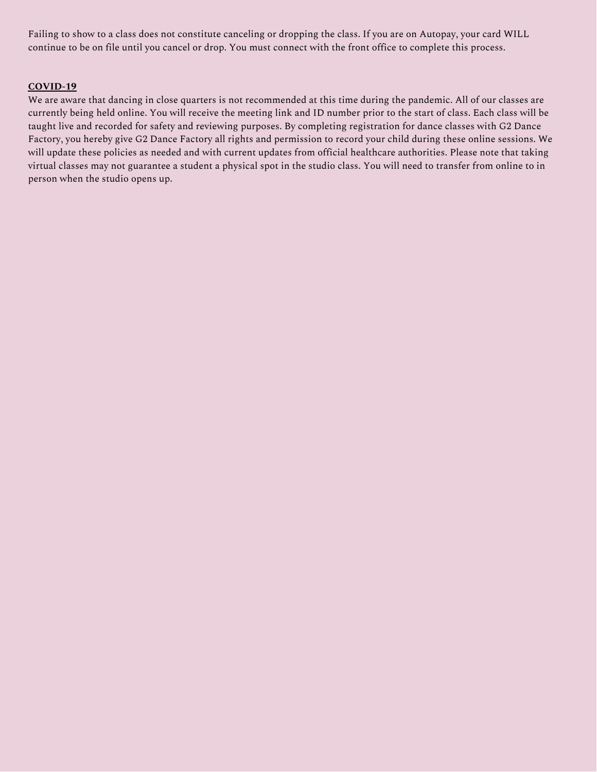Failing to show to a class does not constitute canceling or dropping the class. If you are on Autopay, your card WILL continue to be on file until you cancel or drop. You must connect with the front office to complete this process.

## COVID-19

We are aware that dancing in close quarters is not recommended at this time during the pandemic. All of our classes are currently being held online. You will receive the meeting link and ID number prior to the start of class. Each class will be taught live and recorded for safety and reviewing purposes. By completing registration for dance classes with G2 Dance Factory, you hereby give G2 Dance Factory all rights and permission to record your child during these online sessions. We will update these policies as needed and with current updates from official healthcare authorities. Please note that taking virtual classes may not guarantee a student a physical spot in the studio class. You will need to transfer from online to in person when the studio opens up.